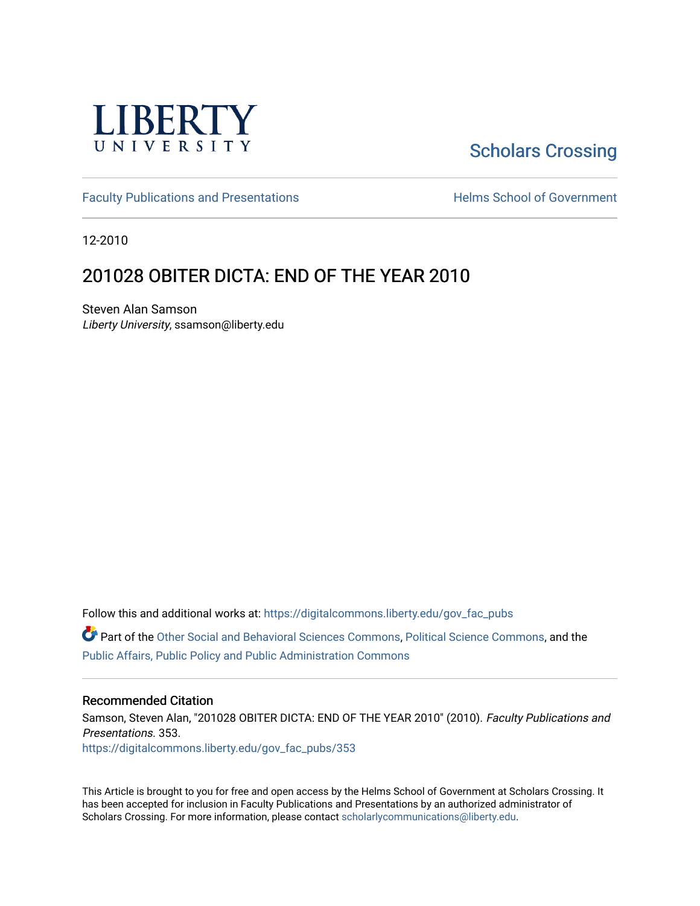LIBERTY UNIVERSITY

Scholars Crossing

Faculty Publications and Presentations

Helms School of Government

12-2010

# 201028 OBITER DICTA: END OF THE YEAR 2010

Steven Alan Samson
*Liberty University*, ssamson@liberty.edu

Follow this and additional works at: https://digitalcommons.liberty.edu/gov_fac_pubs

Part of the Other Social and Behavioral Sciences Commons, Political Science Commons, and the Public Affairs, Public Policy and Public Administration Commons

## Recommended Citation

Samson, Steven Alan, "201028 OBITER DICTA: END OF THE YEAR 2010" (2010). *Faculty Publications and Presentations*. 353.
https://digitalcommons.liberty.edu/gov_fac_pubs/353

This Article is brought to you for free and open access by the Helms School of Government at Scholars Crossing. It has been accepted for inclusion in Faculty Publications and Presentations by an authorized administrator of Scholars Crossing. For more information, please contact scholarlycommunications@liberty.edu.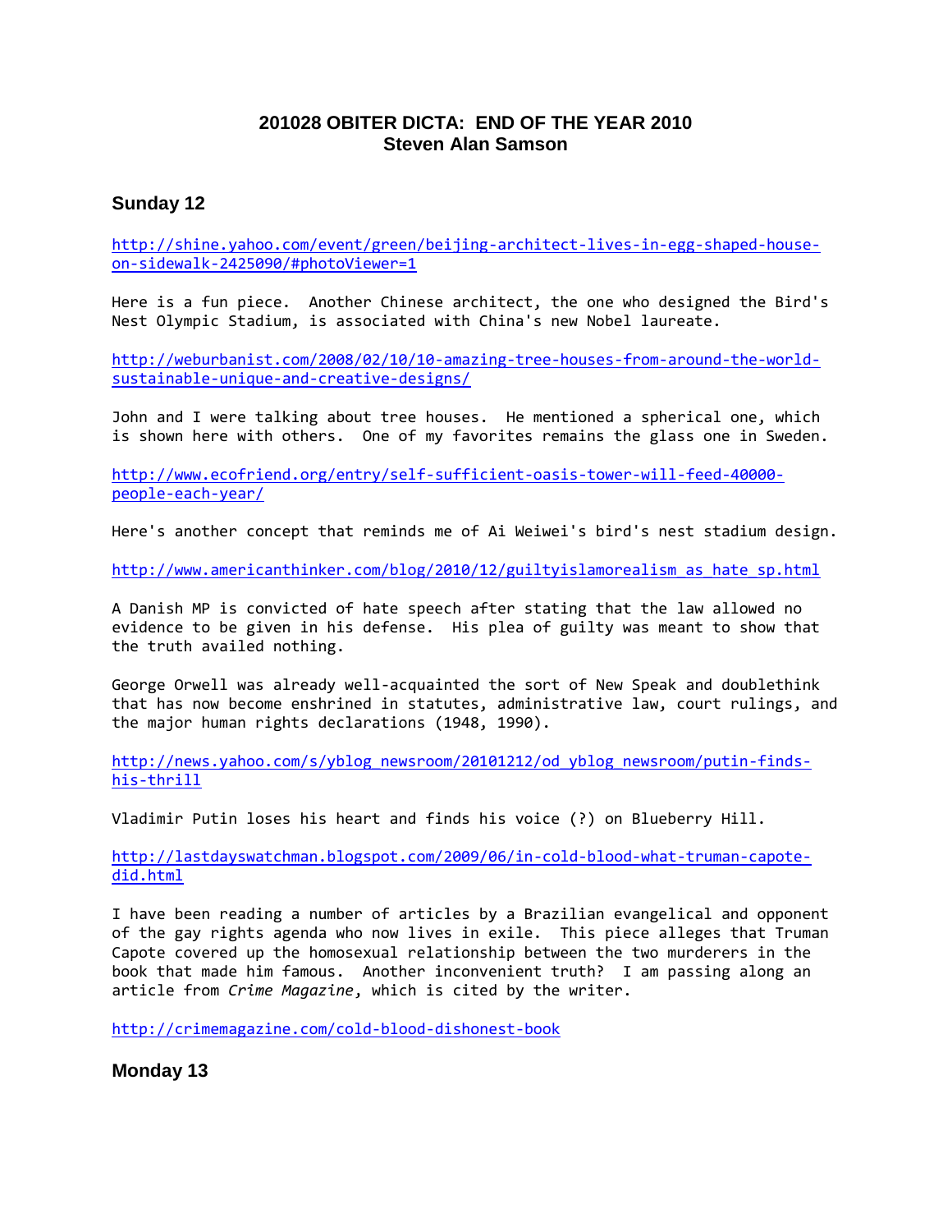# 201028 OBITER DICTA: END OF THE YEAR 2010
## Steven Alan Samson

### Sunday 12

http://shine.yahoo.com/event/green/beijing-architect-lives-in-egg-shaped-house-on-sidewalk-2425090/#photoViewer=1

Here is a fun piece. Another Chinese architect, the one who designed the Bird's Nest Olympic Stadium, is associated with China's new Nobel laureate.

http://weburbanist.com/2008/02/10/10-amazing-tree-houses-from-around-the-world-sustainable-unique-and-creative-designs/

John and I were talking about tree houses. He mentioned a spherical one, which is shown here with others. One of my favorites remains the glass one in Sweden.

http://www.ecofriend.org/entry/self-sufficient-oasis-tower-will-feed-40000-people-each-year/

Here's another concept that reminds me of Ai Weiwei's bird's nest stadium design.

http://www.americanthinker.com/blog/2010/12/guiltyislamorealism_as_hate_sp.html

A Danish MP is convicted of hate speech after stating that the law allowed no evidence to be given in his defense. His plea of guilty was meant to show that the truth availed nothing.

George Orwell was already well-acquainted the sort of New Speak and doublethink that has now become enshrined in statutes, administrative law, court rulings, and the major human rights declarations (1948, 1990).

http://news.yahoo.com/s/yblog_newsroom/20101212/od_yblog_newsroom/putin-finds-his-thrill

Vladimir Putin loses his heart and finds his voice (?) on Blueberry Hill.

http://lastdayswatchman.blogspot.com/2009/06/in-cold-blood-what-truman-capote-did.html

I have been reading a number of articles by a Brazilian evangelical and opponent of the gay rights agenda who now lives in exile. This piece alleges that Truman Capote covered up the homosexual relationship between the two murderers in the book that made him famous. Another inconvenient truth? I am passing along an article from *Crime Magazine*, which is cited by the writer.

http://crimemagazine.com/cold-blood-dishonest-book

### Monday 13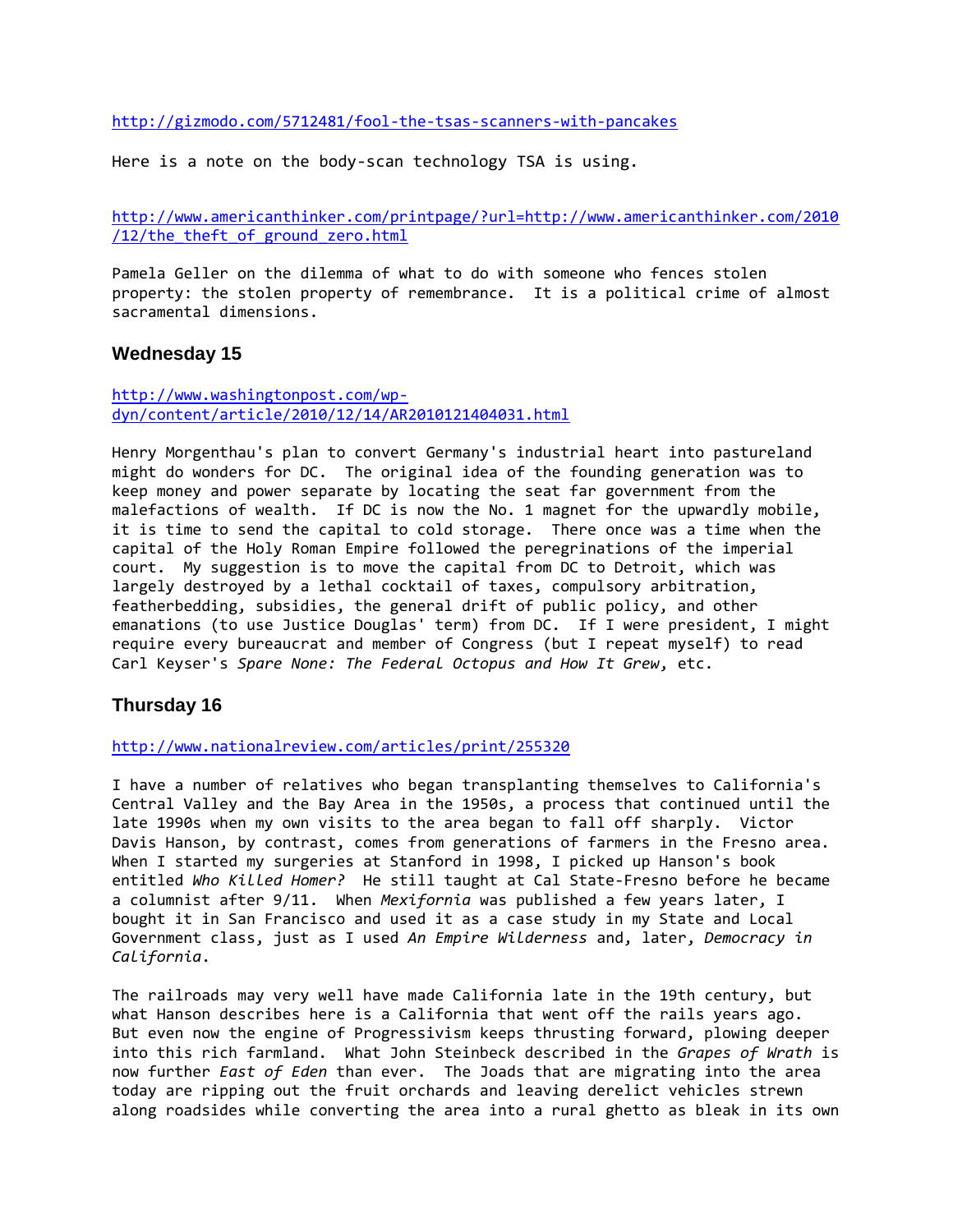http://gizmodo.com/5712481/fool-the-tsas-scanners-with-pancakes

Here is a note on the body-scan technology TSA is using.

http://www.americanthinker.com/printpage/?url=http://www.americanthinker.com/2010/12/the_theft_of_ground_zero.html

Pamela Geller on the dilemma of what to do with someone who fences stolen property: the stolen property of remembrance. It is a political crime of almost sacramental dimensions.

### Wednesday 15

http://www.washingtonpost.com/wp-dyn/content/article/2010/12/14/AR2010121404031.html

Henry Morgenthau's plan to convert Germany's industrial heart into pastureland might do wonders for DC. The original idea of the founding generation was to keep money and power separate by locating the seat far government from the malefactions of wealth. If DC is now the No. 1 magnet for the upwardly mobile, it is time to send the capital to cold storage. There once was a time when the capital of the Holy Roman Empire followed the peregrinations of the imperial court. My suggestion is to move the capital from DC to Detroit, which was largely destroyed by a lethal cocktail of taxes, compulsory arbitration, featherbedding, subsidies, the general drift of public policy, and other emanations (to use Justice Douglas' term) from DC. If I were president, I might require every bureaucrat and member of Congress (but I repeat myself) to read Carl Keyser's *Spare None: The Federal Octopus and How It Grew*, etc.

### Thursday 16

http://www.nationalreview.com/articles/print/255320

I have a number of relatives who began transplanting themselves to California's Central Valley and the Bay Area in the 1950s, a process that continued until the late 1990s when my own visits to the area began to fall off sharply. Victor Davis Hanson, by contrast, comes from generations of farmers in the Fresno area. When I started my surgeries at Stanford in 1998, I picked up Hanson's book entitled *Who Killed Homer?* He still taught at Cal State-Fresno before he became a columnist after 9/11. When *Mexifornia* was published a few years later, I bought it in San Francisco and used it as a case study in my State and Local Government class, just as I used *An Empire Wilderness* and, later, *Democracy in California*.

The railroads may very well have made California late in the 19th century, but what Hanson describes here is a California that went off the rails years ago. But even now the engine of Progressivism keeps thrusting forward, plowing deeper into this rich farmland. What John Steinbeck described in the *Grapes of Wrath* is now further *East of Eden* than ever. The Joads that are migrating into the area today are ripping out the fruit orchards and leaving derelict vehicles strewn along roadsides while converting the area into a rural ghetto as bleak in its own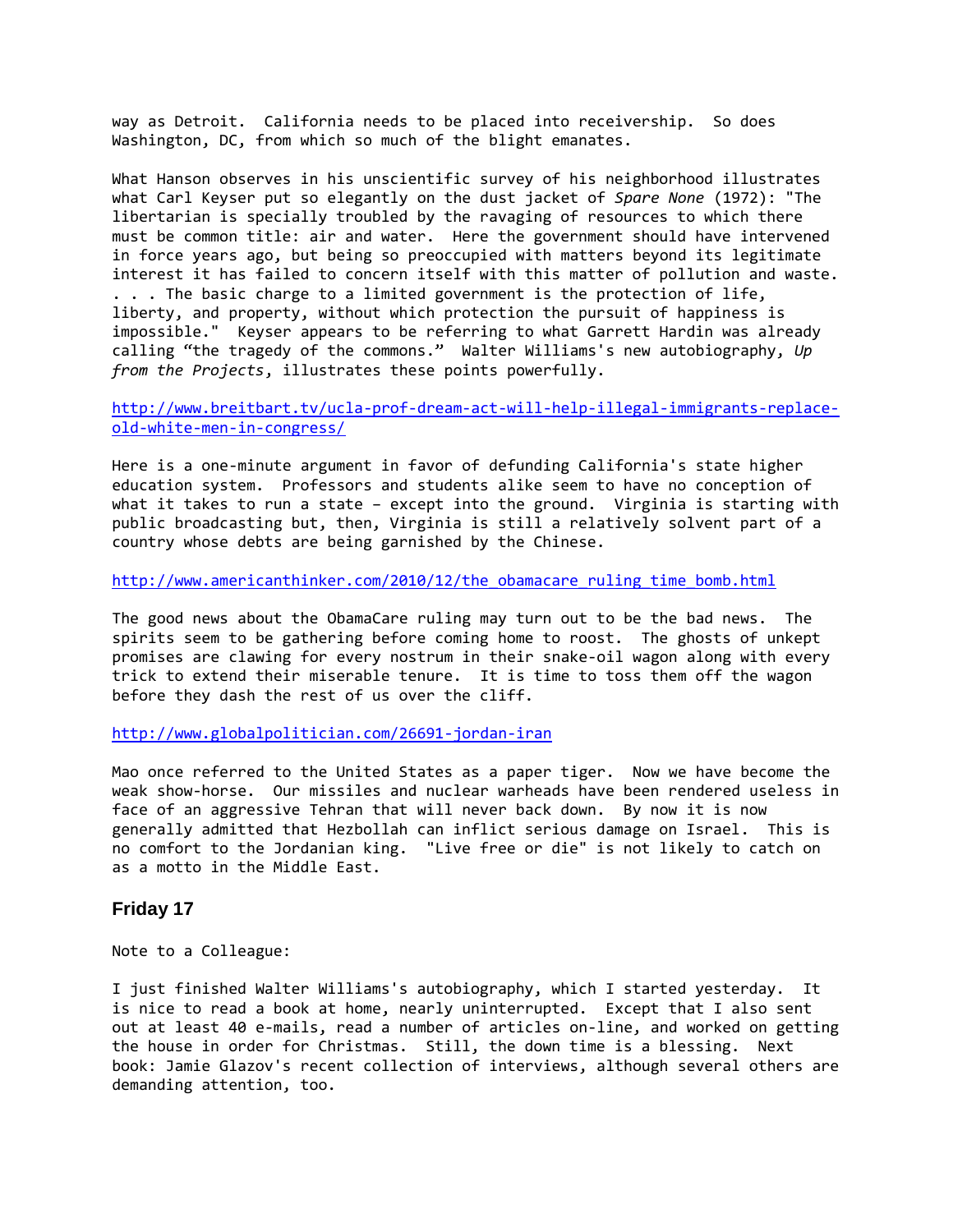way as Detroit.  California needs to be placed into receivership.  So does Washington, DC, from which so much of the blight emanates.

What Hanson observes in his unscientific survey of his neighborhood illustrates what Carl Keyser put so elegantly on the dust jacket of *Spare None* (1972): "The libertarian is specially troubled by the ravaging of resources to which there must be common title: air and water.  Here the government should have intervened in force years ago, but being so preoccupied with matters beyond its legitimate interest it has failed to concern itself with this matter of pollution and waste. . . . The basic charge to a limited government is the protection of life, liberty, and property, without which protection the pursuit of happiness is impossible."  Keyser appears to be referring to what Garrett Hardin was already calling "the tragedy of the commons."  Walter Williams's new autobiography, *Up from the Projects*, illustrates these points powerfully.

http://www.breitbart.tv/ucla-prof-dream-act-will-help-illegal-immigrants-replace-old-white-men-in-congress/

Here is a one-minute argument in favor of defunding California's state higher education system.  Professors and students alike seem to have no conception of what it takes to run a state – except into the ground.  Virginia is starting with public broadcasting but, then, Virginia is still a relatively solvent part of a country whose debts are being garnished by the Chinese.

http://www.americanthinker.com/2010/12/the_obamacare_ruling_time_bomb.html

The good news about the ObamaCare ruling may turn out to be the bad news.  The spirits seem to be gathering before coming home to roost.  The ghosts of unkept promises are clawing for every nostrum in their snake-oil wagon along with every trick to extend their miserable tenure.  It is time to toss them off the wagon before they dash the rest of us over the cliff.

http://www.globalpolitician.com/26691-jordan-iran

Mao once referred to the United States as a paper tiger.  Now we have become the weak show-horse.  Our missiles and nuclear warheads have been rendered useless in face of an aggressive Tehran that will never back down.  By now it is now generally admitted that Hezbollah can inflict serious damage on Israel.  This is no comfort to the Jordanian king.  "Live free or die" is not likely to catch on as a motto in the Middle East.

## Friday 17

Note to a Colleague:

I just finished Walter Williams's autobiography, which I started yesterday.  It is nice to read a book at home, nearly uninterrupted.  Except that I also sent out at least 40 e-mails, read a number of articles on-line, and worked on getting the house in order for Christmas.  Still, the down time is a blessing.  Next book: Jamie Glazov's recent collection of interviews, although several others are demanding attention, too.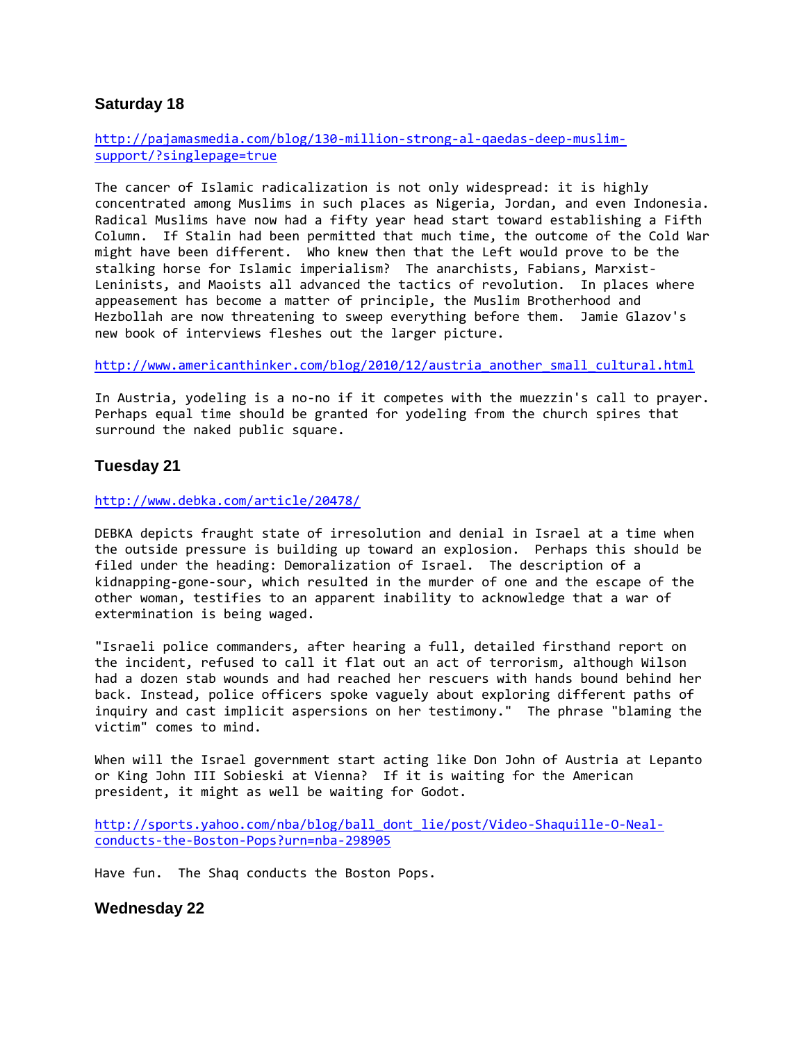## Saturday 18

http://pajamasmedia.com/blog/130-million-strong-al-qaedas-deep-muslim-support/?singlepage=true

The cancer of Islamic radicalization is not only widespread: it is highly concentrated among Muslims in such places as Nigeria, Jordan, and even Indonesia. Radical Muslims have now had a fifty year head start toward establishing a Fifth Column. If Stalin had been permitted that much time, the outcome of the Cold War might have been different. Who knew then that the Left would prove to be the stalking horse for Islamic imperialism? The anarchists, Fabians, Marxist-Leninists, and Maoists all advanced the tactics of revolution. In places where appeasement has become a matter of principle, the Muslim Brotherhood and Hezbollah are now threatening to sweep everything before them. Jamie Glazov's new book of interviews fleshes out the larger picture.

http://www.americanthinker.com/blog/2010/12/austria_another_small_cultural.html

In Austria, yodeling is a no-no if it competes with the muezzin's call to prayer. Perhaps equal time should be granted for yodeling from the church spires that surround the naked public square.

## Tuesday 21

http://www.debka.com/article/20478/

DEBKA depicts fraught state of irresolution and denial in Israel at a time when the outside pressure is building up toward an explosion. Perhaps this should be filed under the heading: Demoralization of Israel. The description of a kidnapping-gone-sour, which resulted in the murder of one and the escape of the other woman, testifies to an apparent inability to acknowledge that a war of extermination is being waged.

"Israeli police commanders, after hearing a full, detailed firsthand report on the incident, refused to call it flat out an act of terrorism, although Wilson had a dozen stab wounds and had reached her rescuers with hands bound behind her back. Instead, police officers spoke vaguely about exploring different paths of inquiry and cast implicit aspersions on her testimony." The phrase "blaming the victim" comes to mind.

When will the Israel government start acting like Don John of Austria at Lepanto or King John III Sobieski at Vienna? If it is waiting for the American president, it might as well be waiting for Godot.

http://sports.yahoo.com/nba/blog/ball_dont_lie/post/Video-Shaquille-O-Neal-conducts-the-Boston-Pops?urn=nba-298905

Have fun. The Shaq conducts the Boston Pops.

## Wednesday 22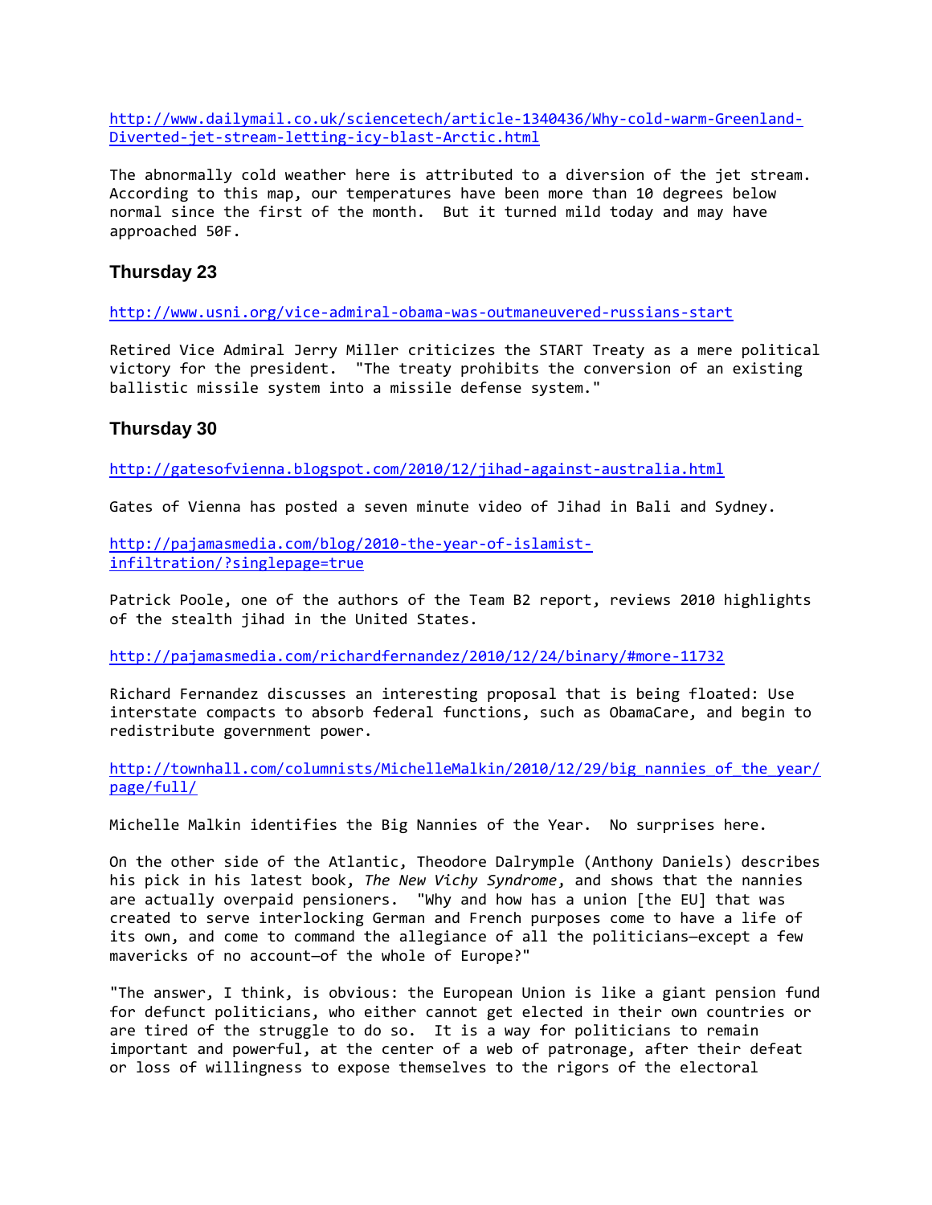http://www.dailymail.co.uk/sciencetech/article-1340436/Why-cold-warm-Greenland-Diverted-jet-stream-letting-icy-blast-Arctic.html

The abnormally cold weather here is attributed to a diversion of the jet stream. According to this map, our temperatures have been more than 10 degrees below normal since the first of the month. But it turned mild today and may have approached 50F.

### Thursday 23

http://www.usni.org/vice-admiral-obama-was-outmaneuvered-russians-start

Retired Vice Admiral Jerry Miller criticizes the START Treaty as a mere political victory for the president. "The treaty prohibits the conversion of an existing ballistic missile system into a missile defense system."

### Thursday 30

http://gatesofvienna.blogspot.com/2010/12/jihad-against-australia.html

Gates of Vienna has posted a seven minute video of Jihad in Bali and Sydney.

http://pajamasmedia.com/blog/2010-the-year-of-islamist-infiltration/?singlepage=true

Patrick Poole, one of the authors of the Team B2 report, reviews 2010 highlights of the stealth jihad in the United States.

http://pajamasmedia.com/richardfernandez/2010/12/24/binary/#more-11732

Richard Fernandez discusses an interesting proposal that is being floated: Use interstate compacts to absorb federal functions, such as ObamaCare, and begin to redistribute government power.

http://townhall.com/columnists/MichelleMalkin/2010/12/29/big_nannies_of_the_year/page/full/

Michelle Malkin identifies the Big Nannies of the Year. No surprises here.

On the other side of the Atlantic, Theodore Dalrymple (Anthony Daniels) describes his pick in his latest book, *The New Vichy Syndrome*, and shows that the nannies are actually overpaid pensioners. "Why and how has a union [the EU] that was created to serve interlocking German and French purposes come to have a life of its own, and come to command the allegiance of all the politicians—except a few mavericks of no account—of the whole of Europe?"

"The answer, I think, is obvious: the European Union is like a giant pension fund for defunct politicians, who either cannot get elected in their own countries or are tired of the struggle to do so. It is a way for politicians to remain important and powerful, at the center of a web of patronage, after their defeat or loss of willingness to expose themselves to the rigors of the electoral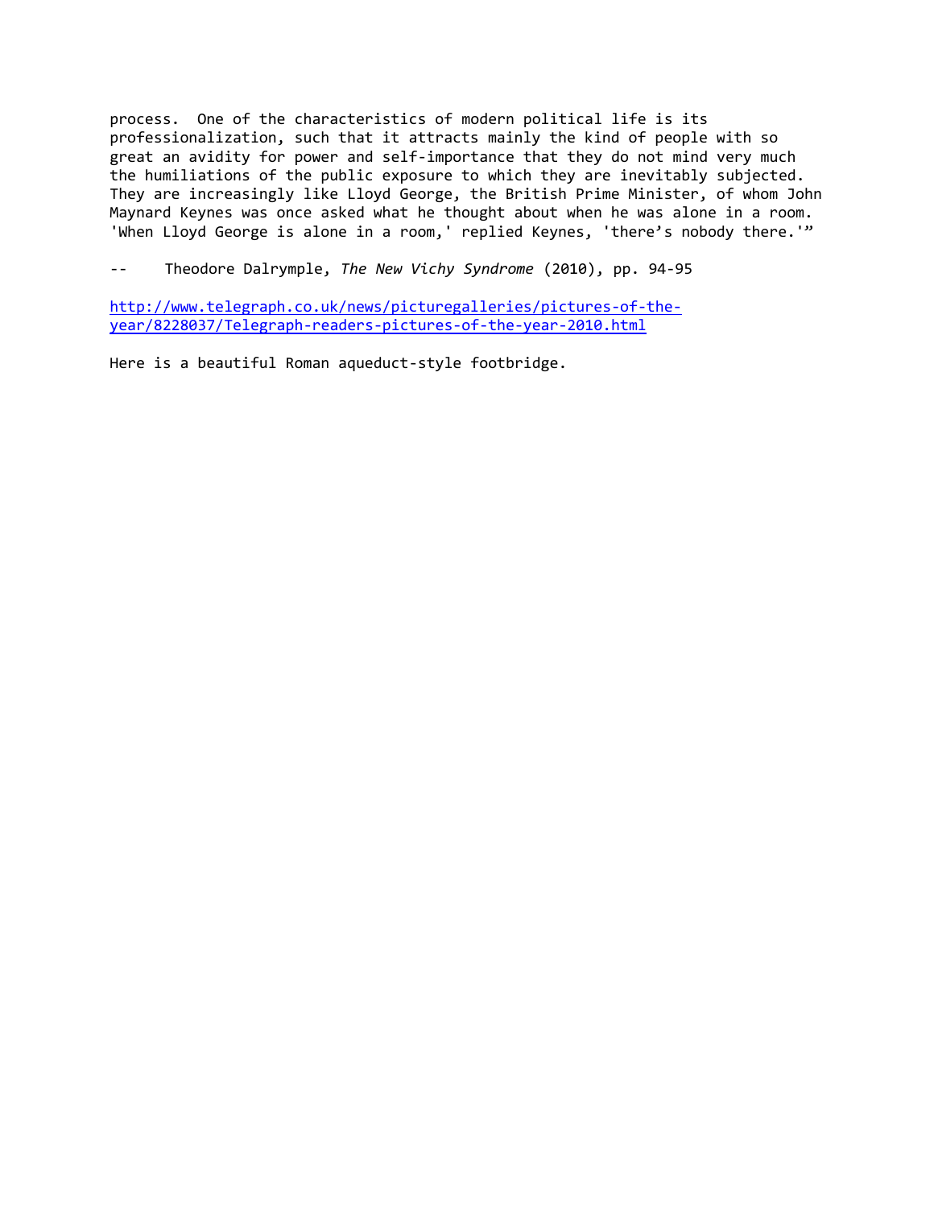process. One of the characteristics of modern political life is its professionalization, such that it attracts mainly the kind of people with so great an avidity for power and self-importance that they do not mind very much the humiliations of the public exposure to which they are inevitably subjected. They are increasingly like Lloyd George, the British Prime Minister, of whom John Maynard Keynes was once asked what he thought about when he was alone in a room. 'When Lloyd George is alone in a room,' replied Keynes, 'there's nobody there.'"

-- Theodore Dalrymple, *The New Vichy Syndrome* (2010), pp. 94-95

[http://www.telegraph.co.uk/news/picturegalleries/pictures-of-the-year/8228037/Telegraph-readers-pictures-of-the-year-2010.html](http://www.telegraph.co.uk/news/picturegalleries/pictures-of-the-year/8228037/Telegraph-readers-pictures-of-the-year-2010.html)

Here is a beautiful Roman aqueduct-style footbridge.